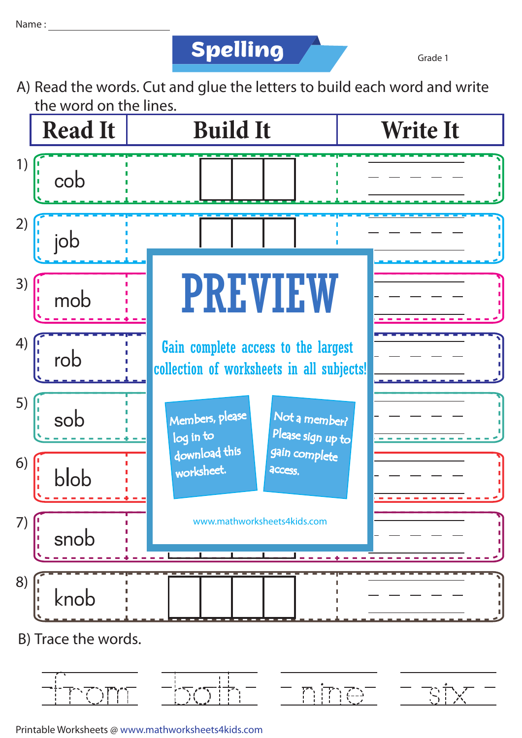Name : ____________________

# Spelling

Grade 1

A) Read the words. Cut and glue the letters to build each word and write the word on the lines.

| | Read It | Build It | Write It |
|---|---|---|---|
| 1) | cob | | |
| 2) | job | | |
| 3) | mob | | |
| 4) | rob | | |
| 5) | sob | | |
| 6) | blob | | |
| 7) | snob | | |
| 8) | knob | | |

**PREVIEW**

Gain complete access to the largest collection of worksheets in all subjects!

Members, please log in to download this worksheet.

Not a member? Please sign up to gain complete access.

www.mathworksheets4kids.com

B) Trace the words.

from    both    nine    six

Printable Worksheets @ www.mathworksheets4kids.com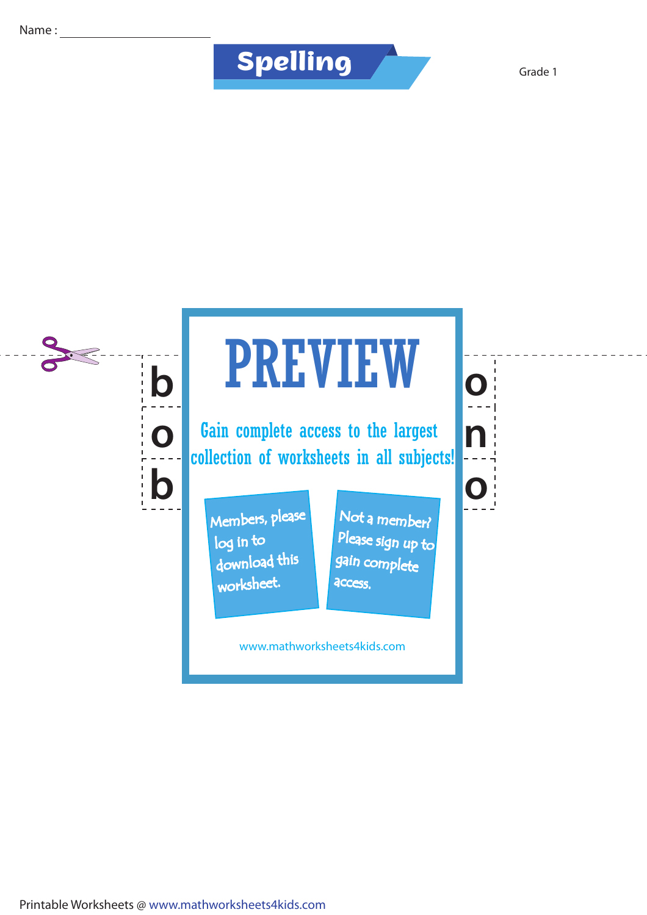Name : ____________________

# Spelling

Grade 1

| b |
| --- |
| o |
| b |

# PREVIEW

Gain complete access to the largest collection of worksheets in all subjects!

Members, please log in to download this worksheet.

Not a member? Please sign up to gain complete access.

www.mathworksheets4kids.com

| o |
| --- |
| n |
| o |

Printable Worksheets @ www.mathworksheets4kids.com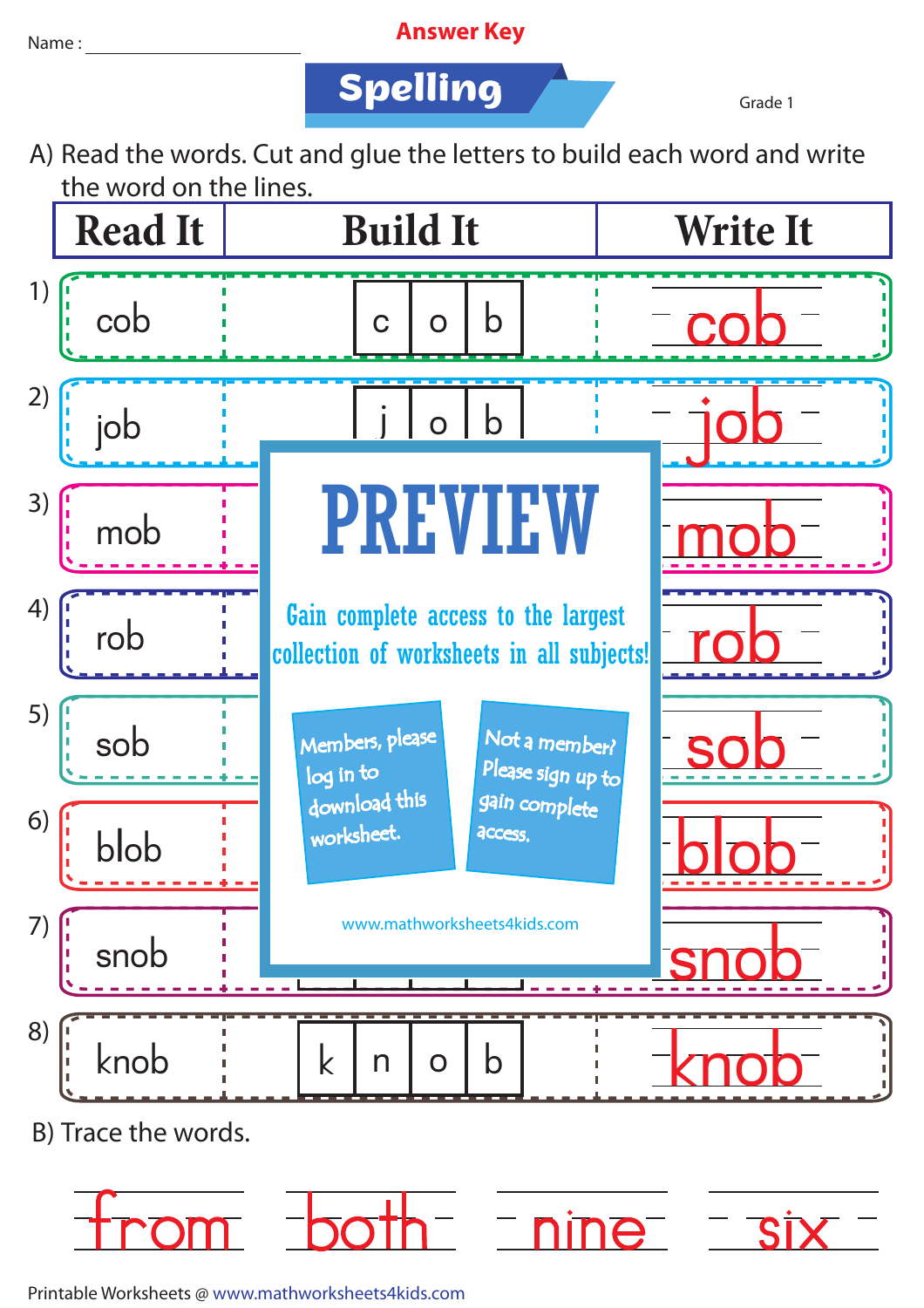Name : ____________________

**Answer Key**

# Spelling

Grade 1

A) Read the words. Cut and glue the letters to build each word and write the word on the lines.

| | Read It | Build It | Write It |
|---|---|---|---|
| 1) | cob | c o b | cob |
| 2) | job | j o b | job |
| 3) | mob | | mob |
| 4) | rob | | rob |
| 5) | sob | | sob |
| 6) | blob | | blob |
| 7) | snob | | snob |
| 8) | knob | k n o b | knob |

PREVIEW

Gain complete access to the largest collection of worksheets in all subjects!

Members, please log in to download this worksheet.

Not a member? Please sign up to gain complete access.

www.mathworksheets4kids.com

B) Trace the words.

from both nine six

Printable Worksheets @ www.mathworksheets4kids.com